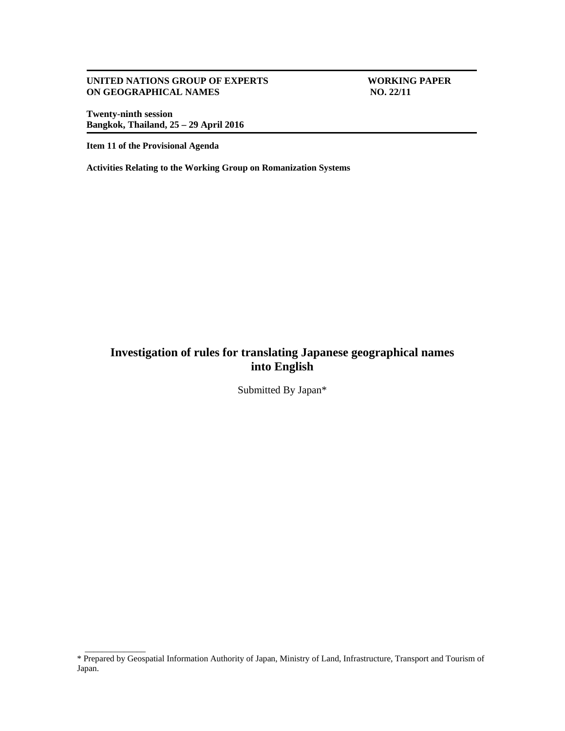**UNITED NATIONS GROUP OF EXPERTS ON GEOGRAPHICAL NAMES**

**WORKING PAPER NO. 22/11**

**Twenty-ninth session**
**Bangkok, Thailand, 25 – 29 April 2016**

**Item 11 of the Provisional Agenda**

**Activities Relating to the Working Group on Romanization Systems**

# Investigation of rules for translating Japanese geographical names into English

Submitted By Japan*

---

\* Prepared by Geospatial Information Authority of Japan, Ministry of Land, Infrastructure, Transport and Tourism of Japan.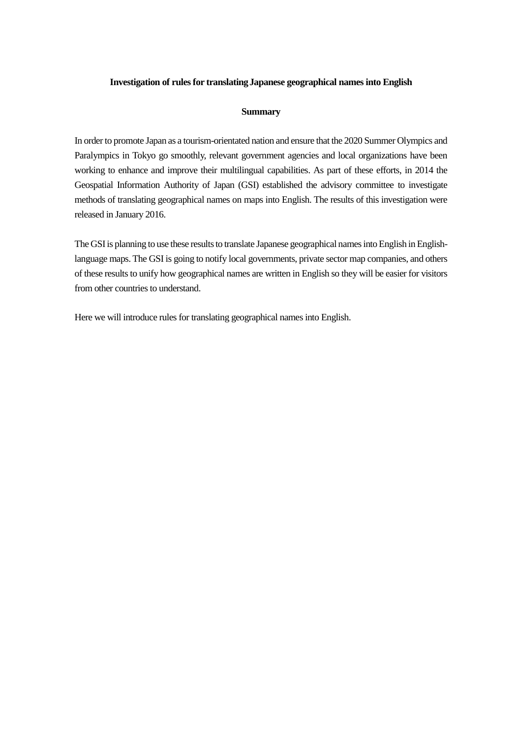# Investigation of rules for translating Japanese geographical names into English

## Summary

In order to promote Japan as a tourism-orientated nation and ensure that the 2020 Summer Olympics and Paralympics in Tokyo go smoothly, relevant government agencies and local organizations have been working to enhance and improve their multilingual capabilities. As part of these efforts, in 2014 the Geospatial Information Authority of Japan (GSI) established the advisory committee to investigate methods of translating geographical names on maps into English. The results of this investigation were released in January 2016.

The GSI is planning to use these results to translate Japanese geographical names into English in English-language maps. The GSI is going to notify local governments, private sector map companies, and others of these results to unify how geographical names are written in English so they will be easier for visitors from other countries to understand.

Here we will introduce rules for translating geographical names into English.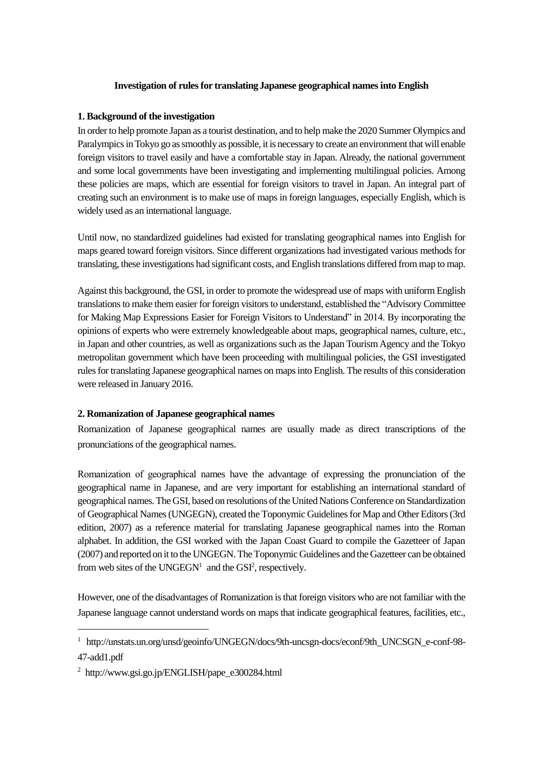**Investigation of rules for translating Japanese geographical names into English**

## 1. Background of the investigation

In order to help promote Japan as a tourist destination, and to help make the 2020 Summer Olympics and Paralympics in Tokyo go as smoothly as possible, it is necessary to create an environment that will enable foreign visitors to travel easily and have a comfortable stay in Japan. Already, the national government and some local governments have been investigating and implementing multilingual policies. Among these policies are maps, which are essential for foreign visitors to travel in Japan. An integral part of creating such an environment is to make use of maps in foreign languages, especially English, which is widely used as an international language.

Until now, no standardized guidelines had existed for translating geographical names into English for maps geared toward foreign visitors. Since different organizations had investigated various methods for translating, these investigations had significant costs, and English translations differed from map to map.

Against this background, the GSI, in order to promote the widespread use of maps with uniform English translations to make them easier for foreign visitors to understand, established the "Advisory Committee for Making Map Expressions Easier for Foreign Visitors to Understand" in 2014. By incorporating the opinions of experts who were extremely knowledgeable about maps, geographical names, culture, etc., in Japan and other countries, as well as organizations such as the Japan Tourism Agency and the Tokyo metropolitan government which have been proceeding with multilingual policies, the GSI investigated rules for translating Japanese geographical names on maps into English. The results of this consideration were released in January 2016.

## 2. Romanization of Japanese geographical names

Romanization of Japanese geographical names are usually made as direct transcriptions of the pronunciations of the geographical names.

Romanization of geographical names have the advantage of expressing the pronunciation of the geographical name in Japanese, and are very important for establishing an international standard of geographical names. The GSI, based on resolutions of the United Nations Conference on Standardization of Geographical Names (UNGEGN), created the Toponymic Guidelines for Map and Other Editors (3rd edition, 2007) as a reference material for translating Japanese geographical names into the Roman alphabet. In addition, the GSI worked with the Japan Coast Guard to compile the Gazetteer of Japan (2007) and reported on it to the UNGEGN. The Toponymic Guidelines and the Gazetteer can be obtained from web sites of the UNGEGN[1] and the GSI[2], respectively.

However, one of the disadvantages of Romanization is that foreign visitors who are not familiar with the Japanese language cannot understand words on maps that indicate geographical features, facilities, etc.,

---

[1] http://unstats.un.org/unsd/geoinfo/UNGEGN/docs/9th-uncsgn-docs/econf/9th_UNCSGN_e-conf-98-47-add1.pdf

[2] http://www.gsi.go.jp/ENGLISH/pape_e300284.html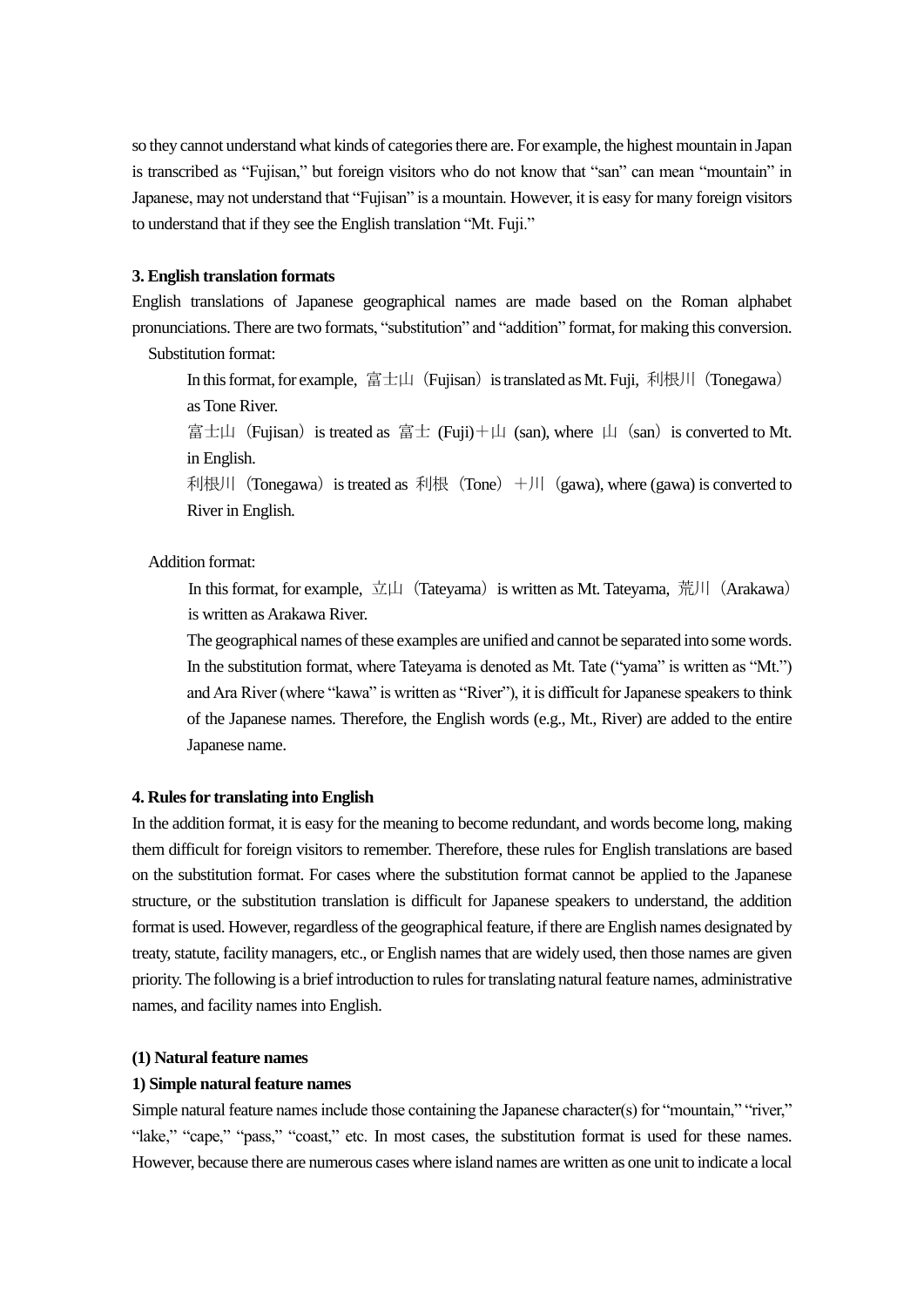so they cannot understand what kinds of categories there are. For example, the highest mountain in Japan is transcribed as "Fujisan," but foreign visitors who do not know that "san" can mean "mountain" in Japanese, may not understand that "Fujisan" is a mountain. However, it is easy for many foreign visitors to understand that if they see the English translation "Mt. Fuji."

**3. English translation formats**

English translations of Japanese geographical names are made based on the Roman alphabet pronunciations. There are two formats, "substitution" and "addition" format, for making this conversion.

Substitution format:

In this format, for example, 富士山（Fujisan）is translated as Mt. Fuji, 利根川（Tonegawa）as Tone River.

富士山（Fujisan）is treated as 富士 (Fuji)＋山 (san), where 山（san）is converted to Mt. in English.

利根川（Tonegawa）is treated as 利根（Tone）＋川（gawa), where (gawa) is converted to River in English.

Addition format:

In this format, for example, 立山（Tateyama）is written as Mt. Tateyama, 荒川（Arakawa）is written as Arakawa River.

The geographical names of these examples are unified and cannot be separated into some words. In the substitution format, where Tateyama is denoted as Mt. Tate ("yama" is written as "Mt.") and Ara River (where "kawa" is written as "River"), it is difficult for Japanese speakers to think of the Japanese names. Therefore, the English words (e.g., Mt., River) are added to the entire Japanese name.

**4. Rules for translating into English**

In the addition format, it is easy for the meaning to become redundant, and words become long, making them difficult for foreign visitors to remember. Therefore, these rules for English translations are based on the substitution format. For cases where the substitution format cannot be applied to the Japanese structure, or the substitution translation is difficult for Japanese speakers to understand, the addition format is used. However, regardless of the geographical feature, if there are English names designated by treaty, statute, facility managers, etc., or English names that are widely used, then those names are given priority. The following is a brief introduction to rules for translating natural feature names, administrative names, and facility names into English.

**(1) Natural feature names**

**1) Simple natural feature names**

Simple natural feature names include those containing the Japanese character(s) for "mountain," "river," "lake," "cape," "pass," "coast," etc. In most cases, the substitution format is used for these names. However, because there are numerous cases where island names are written as one unit to indicate a local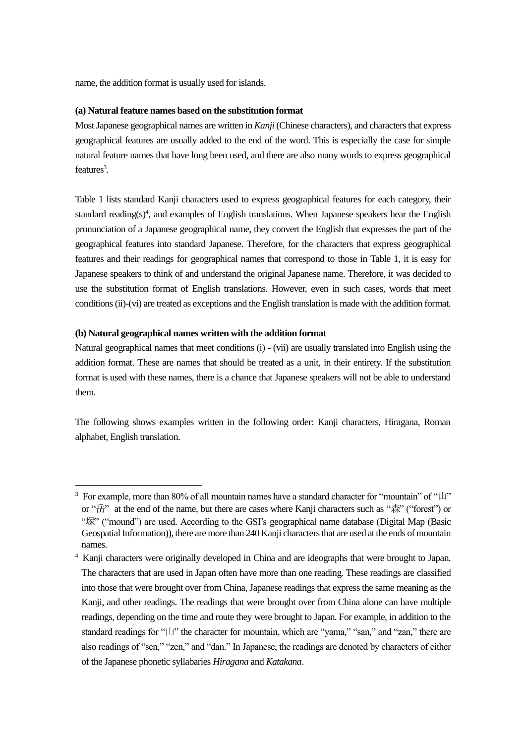name, the addition format is usually used for islands.

**(a) Natural feature names based on the substitution format**

Most Japanese geographical names are written in *Kanji* (Chinese characters), and characters that express geographical features are usually added to the end of the word. This is especially the case for simple natural feature names that have long been used, and there are also many words to express geographical features[3].

Table 1 lists standard Kanji characters used to express geographical features for each category, their standard reading(s)[4], and examples of English translations. When Japanese speakers hear the English pronunciation of a Japanese geographical name, they convert the English that expresses the part of the geographical features into standard Japanese. Therefore, for the characters that express geographical features and their readings for geographical names that correspond to those in Table 1, it is easy for Japanese speakers to think of and understand the original Japanese name. Therefore, it was decided to use the substitution format of English translations. However, even in such cases, words that meet conditions (ii)-(vi) are treated as exceptions and the English translation is made with the addition format.

**(b) Natural geographical names written with the addition format**

Natural geographical names that meet conditions (i) - (vii) are usually translated into English using the addition format. These are names that should be treated as a unit, in their entirety. If the substitution format is used with these names, there is a chance that Japanese speakers will not be able to understand them.

The following shows examples written in the following order: Kanji characters, Hiragana, Roman alphabet, English translation.

---

[3] For example, more than 80% of all mountain names have a standard character for "mountain" of "山" or "岳" at the end of the name, but there are cases where Kanji characters such as "森" ("forest") or "塚" ("mound") are used. According to the GSI's geographical name database (Digital Map (Basic Geospatial Information)), there are more than 240 Kanji characters that are used at the ends of mountain names.

[4] Kanji characters were originally developed in China and are ideographs that were brought to Japan. The characters that are used in Japan often have more than one reading. These readings are classified into those that were brought over from China, Japanese readings that express the same meaning as the Kanji, and other readings. The readings that were brought over from China alone can have multiple readings, depending on the time and route they were brought to Japan. For example, in addition to the standard readings for "山" the character for mountain, which are "yama," "san," and "zan," there are also readings of "sen," "zen," and "dan." In Japanese, the readings are denoted by characters of either of the Japanese phonetic syllabaries *Hiragana* and *Katakana*.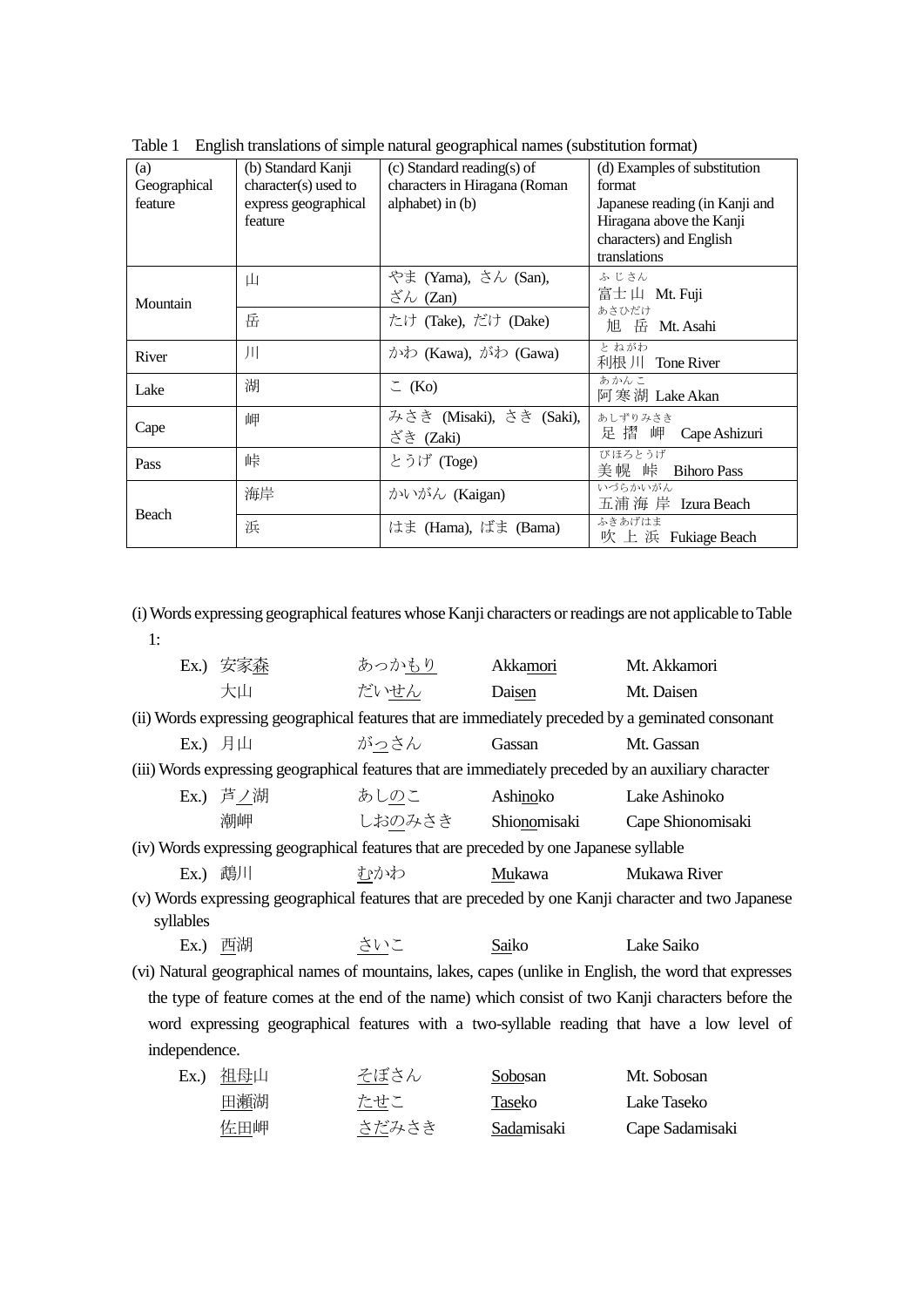Table 1 English translations of simple natural geographical names (substitution format)

| (a) Geographical feature | (b) Standard Kanji character(s) used to express geographical feature | (c) Standard reading(s) of characters in Hiragana (Roman alphabet) in (b) | (d) Examples of substitution format Japanese reading (in Kanji and Hiragana above the Kanji characters) and English translations |
|---|---|---|---|
| Mountain | 山 | やま (Yama), さん (San), ざん (Zan) | ふじさん 富士山 Mt. Fuji |
| | 岳 | たけ (Take), だけ (Dake) | あさひだけ 旭 岳 Mt. Asahi |
| River | 川 | かわ (Kawa), がわ (Gawa) | とねがわ 利根川 Tone River |
| Lake | 湖 | こ (Ko) | あかんこ 阿寒湖 Lake Akan |
| Cape | 岬 | みさき (Misaki), さき (Saki), ざき (Zaki) | あしずりみさき 足 摺 岬 Cape Ashizuri |
| Pass | 峠 | とうげ (Toge) | びほろとうげ 美幌 峠 Bihoro Pass |
| Beach | 海岸 | かいがん (Kaigan) | いづらかいがん 五浦海岸 Izura Beach |
| | 浜 | はま (Hama), ばま (Bama) | ふきあげはま 吹上浜 Fukiage Beach |

(i) Words expressing geographical features whose Kanji characters or readings are not applicable to Table 1:

| | | | |
|---|---|---|---|
| Ex.) 安家森 | あっかもり | Akkamori | Mt. Akkamori |
| 大山 | だいせん | Daisen | Mt. Daisen |

(ii) Words expressing geographical features that are immediately preceded by a geminated consonant

| | | | |
|---|---|---|---|
| Ex.) 月山 | がっさん | Gassan | Mt. Gassan |

(iii) Words expressing geographical features that are immediately preceded by an auxiliary character

| | | | |
|---|---|---|---|
| Ex.) 芦ノ湖 | あしのこ | Ashinoko | Lake Ashinoko |
| 潮岬 | しおのみさき | Shionomisaki | Cape Shionomisaki |

(iv) Words expressing geographical features that are preceded by one Japanese syllable

| | | | |
|---|---|---|---|
| Ex.) 鵡川 | むかわ | Mukawa | Mukawa River |

(v) Words expressing geographical features that are preceded by one Kanji character and two Japanese syllables

| | | | |
|---|---|---|---|
| Ex.) 西湖 | さいこ | Saiko | Lake Saiko |

(vi) Natural geographical names of mountains, lakes, capes (unlike in English, the word that expresses the type of feature comes at the end of the name) which consist of two Kanji characters before the word expressing geographical features with a two-syllable reading that have a low level of independence.

| | | | |
|---|---|---|---|
| Ex.) 祖母山 | そぼさん | Sobosan | Mt. Sobosan |
| 田瀬湖 | たせこ | Taseko | Lake Taseko |
| 佐田岬 | さだみさき | Sadamisaki | Cape Sadamisaki |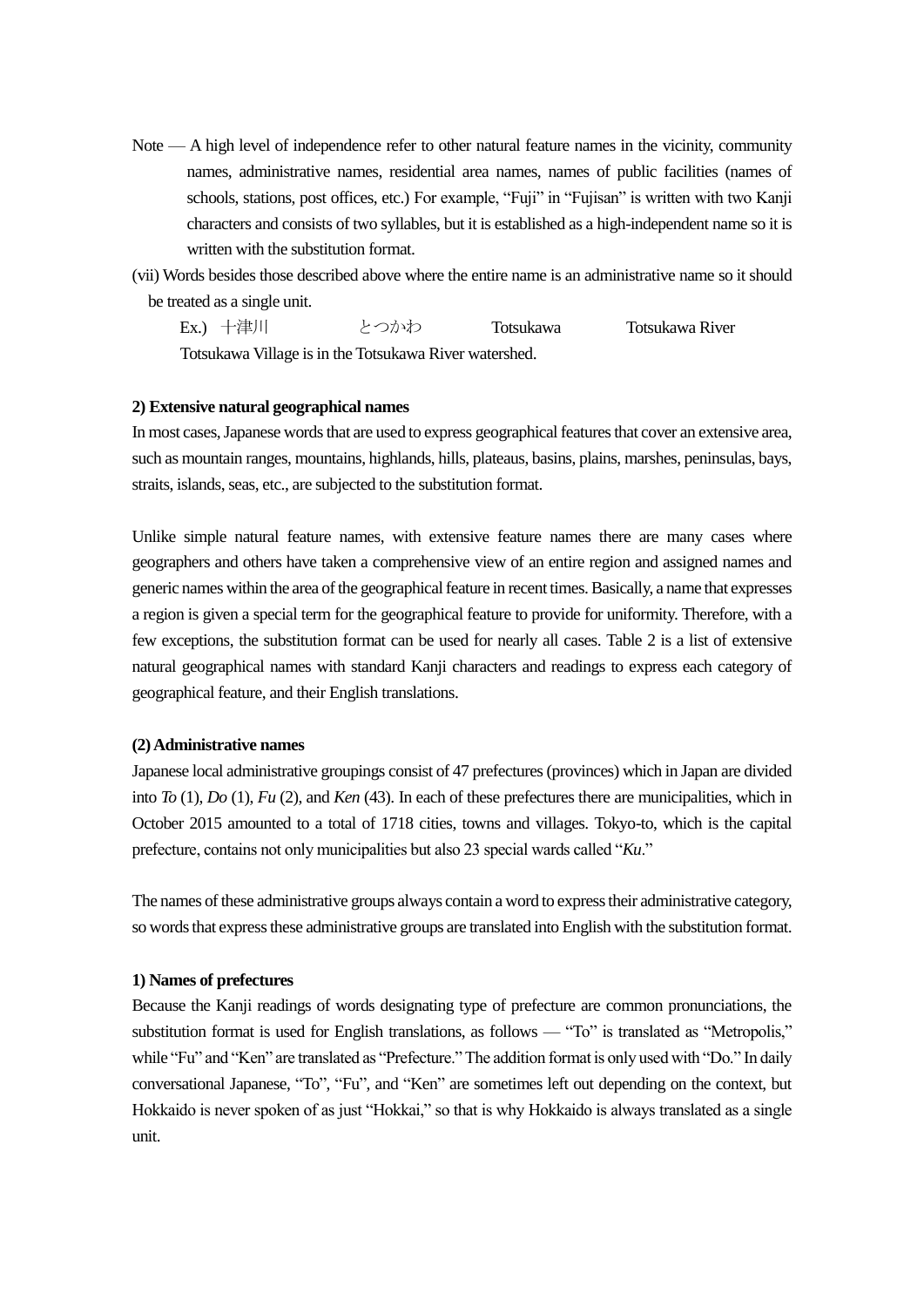Note — A high level of independence refer to other natural feature names in the vicinity, community names, administrative names, residential area names, names of public facilities (names of schools, stations, post offices, etc.) For example, "Fuji" in "Fujisan" is written with two Kanji characters and consists of two syllables, but it is established as a high-independent name so it is written with the substitution format.

(vii) Words besides those described above where the entire name is an administrative name so it should be treated as a single unit.

Ex.) 十津川 とつかわ Totsukawa Totsukawa River

Totsukawa Village is in the Totsukawa River watershed.

**2) Extensive natural geographical names**

In most cases, Japanese words that are used to express geographical features that cover an extensive area, such as mountain ranges, mountains, highlands, hills, plateaus, basins, plains, marshes, peninsulas, bays, straits, islands, seas, etc., are subjected to the substitution format.

Unlike simple natural feature names, with extensive feature names there are many cases where geographers and others have taken a comprehensive view of an entire region and assigned names and generic names within the area of the geographical feature in recent times. Basically, a name that expresses a region is given a special term for the geographical feature to provide for uniformity. Therefore, with a few exceptions, the substitution format can be used for nearly all cases. Table 2 is a list of extensive natural geographical names with standard Kanji characters and readings to express each category of geographical feature, and their English translations.

**(2) Administrative names**

Japanese local administrative groupings consist of 47 prefectures (provinces) which in Japan are divided into *To* (1), *Do* (1), *Fu* (2), and *Ken* (43). In each of these prefectures there are municipalities, which in October 2015 amounted to a total of 1718 cities, towns and villages. Tokyo-to, which is the capital prefecture, contains not only municipalities but also 23 special wards called "*Ku*."

The names of these administrative groups always contain a word to express their administrative category, so words that express these administrative groups are translated into English with the substitution format.

**1) Names of prefectures**

Because the Kanji readings of words designating type of prefecture are common pronunciations, the substitution format is used for English translations, as follows — "To" is translated as "Metropolis," while "Fu" and "Ken" are translated as "Prefecture." The addition format is only used with "Do." In daily conversational Japanese, "To", "Fu", and "Ken" are sometimes left out depending on the context, but Hokkaido is never spoken of as just "Hokkai," so that is why Hokkaido is always translated as a single unit.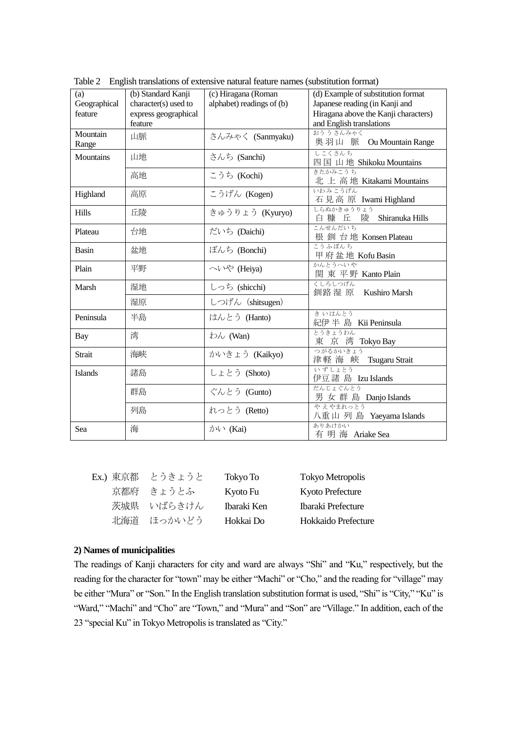Table 2 English translations of extensive natural feature names (substitution format)

| (a) Geographical feature | (b) Standard Kanji character(s) used to express geographical feature | (c) Hiragana (Roman alphabet) readings of (b) | (d) Example of substitution format Japanese reading (in Kanji and Hiragana above the Kanji characters) and English translations |
|---|---|---|---|
| Mountain Range | 山脈 | さんみゃく (Sanmyaku) | おううさんみゃく 奥羽山 脈 Ou Mountain Range |
| Mountains | 山地 | さんち (Sanchi) | しこくさんち 四国 山地 Shikoku Mountains |
| | 高地 | こうち (Kochi) | きたかみこうち 北 上 高地 Kitakami Mountains |
| Highland | 高原 | こうげん (Kogen) | いわみこうげん 石見高 原 Iwami Highland |
| Hills | 丘陵 | きゅうりょう (Kyuryo) | しらぬかきゅうりょう 白 糠 丘 陵 Shiranuka Hills |
| Plateau | 台地 | だいち (Daichi) | こんせんだいち 根 釧 台地 Konsen Plateau |
| Basin | 盆地 | ぼんち (Bonchi) | こうふぼんち 甲府盆地 Kofu Basin |
| Plain | 平野 | へいや (Heiya) | かんとうへいや 関 東 平野 Kanto Plain |
| Marsh | 湿地 | しっち (shicchi) | くしろしつげん 釧路湿 原 Kushiro Marsh |
| | 湿原 | しつげん (shitsugen) | |
| Peninsula | 半島 | はんとう (Hanto) | きいはんとう 紀伊半 島 Kii Peninsula |
| Bay | 湾 | わん (Wan) | とうきょうわん 東 京 湾 Tokyo Bay |
| Strait | 海峡 | かいきょう (Kaikyo) | つがるかいきょう 津軽 海 峡 Tsugaru Strait |
| Islands | 諸島 | しょとう (Shoto) | いずしょとう 伊豆 諸 島 Izu Islands |
| | 群島 | ぐんとう (Gunto) | だんじょぐんとう 男 女 群 島 Danjo Islands |
| | 列島 | れっとう (Retto) | やえやまれっとう 八重山 列 島 Yaeyama Islands |
| Sea | 海 | かい (Kai) | ありあけかい 有 明 海 Ariake Sea |

| Ex.) | | | |
|---|---|---|---|
| 東京都 | とうきょうと | Tokyo To | Tokyo Metropolis |
| 京都府 | きょうとふ | Kyoto Fu | Kyoto Prefecture |
| 茨城県 | いばらきけん | Ibaraki Ken | Ibaraki Prefecture |
| 北海道 | ほっかいどう | Hokkai Do | Hokkaido Prefecture |

**2) Names of municipalities**

The readings of Kanji characters for city and ward are always "Shi" and "Ku," respectively, but the reading for the character for "town" may be either "Machi" or "Cho," and the reading for "village" may be either "Mura" or "Son." In the English translation substitution format is used, "Shi" is "City," "Ku" is "Ward," "Machi" and "Cho" are "Town," and "Mura" and "Son" are "Village." In addition, each of the 23 "special Ku" in Tokyo Metropolis is translated as "City."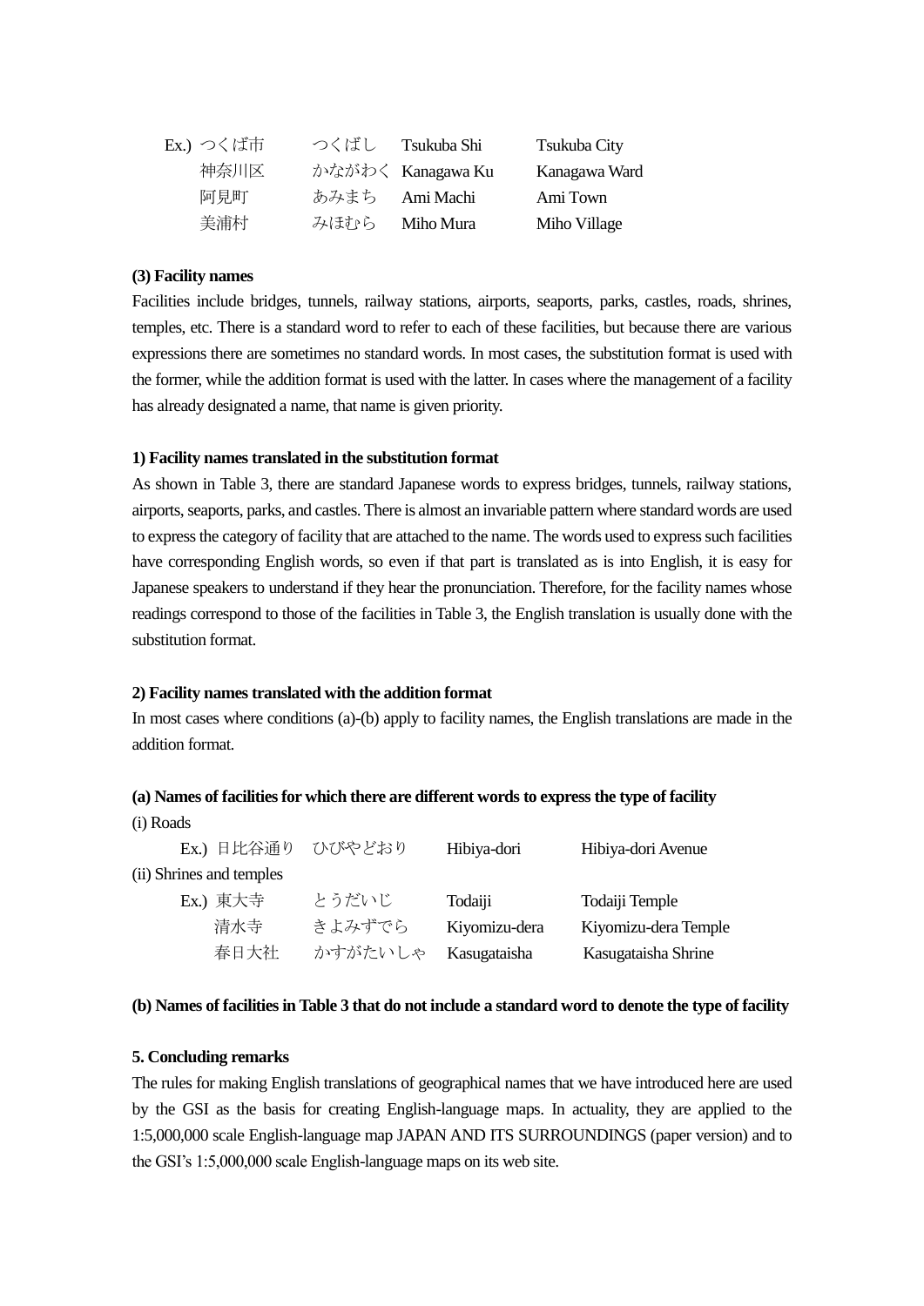| Ex.) | つくば市 | つくばし | Tsukuba Shi | Tsukuba City |
|---|---|---|---|---|
| | 神奈川区 | かながわく | Kanagawa Ku | Kanagawa Ward |
| | 阿見町 | あみまち | Ami Machi | Ami Town |
| | 美浦村 | みほむら | Miho Mura | Miho Village |

**(3) Facility names**

Facilities include bridges, tunnels, railway stations, airports, seaports, parks, castles, roads, shrines, temples, etc. There is a standard word to refer to each of these facilities, but because there are various expressions there are sometimes no standard words. In most cases, the substitution format is used with the former, while the addition format is used with the latter. In cases where the management of a facility has already designated a name, that name is given priority.

**1) Facility names translated in the substitution format**

As shown in Table 3, there are standard Japanese words to express bridges, tunnels, railway stations, airports, seaports, parks, and castles. There is almost an invariable pattern where standard words are used to express the category of facility that are attached to the name. The words used to express such facilities have corresponding English words, so even if that part is translated as is into English, it is easy for Japanese speakers to understand if they hear the pronunciation. Therefore, for the facility names whose readings correspond to those of the facilities in Table 3, the English translation is usually done with the substitution format.

**2) Facility names translated with the addition format**

In most cases where conditions (a)-(b) apply to facility names, the English translations are made in the addition format.

**(a) Names of facilities for which there are different words to express the type of facility**

(i) Roads

| Ex.) | 日比谷通り | ひびやどおり | Hibiya-dori | Hibiya-dori Avenue |
|---|---|---|---|---|

(ii) Shrines and temples

| Ex.) | 東大寺 | とうだいじ | Todaiji | Todaiji Temple |
|---|---|---|---|---|
| | 清水寺 | きよみずでら | Kiyomizu-dera | Kiyomizu-dera Temple |
| | 春日大社 | かすがたいしゃ | Kasugataisha | Kasugataisha Shrine |

**(b) Names of facilities in Table 3 that do not include a standard word to denote the type of facility**

**5. Concluding remarks**

The rules for making English translations of geographical names that we have introduced here are used by the GSI as the basis for creating English-language maps. In actuality, they are applied to the 1:5,000,000 scale English-language map JAPAN AND ITS SURROUNDINGS (paper version) and to the GSI's 1:5,000,000 scale English-language maps on its web site.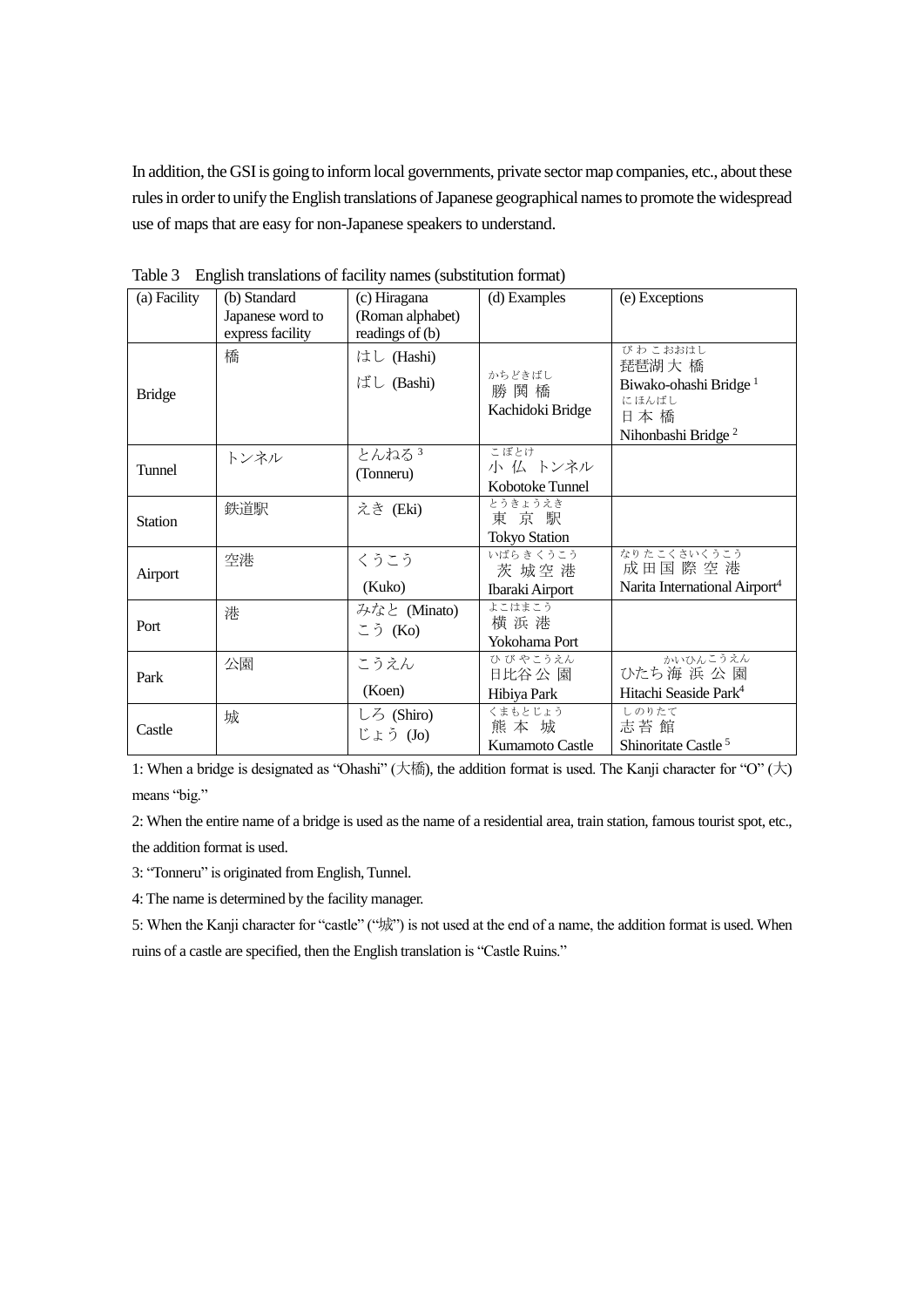In addition, the GSI is going to inform local governments, private sector map companies, etc., about these rules in order to unify the English translations of Japanese geographical names to promote the widespread use of maps that are easy for non-Japanese speakers to understand.

Table 3　English translations of facility names (substitution format)

| (a) Facility | (b) Standard Japanese word to express facility | (c) Hiragana (Roman alphabet) readings of (b) | (d) Examples | (e) Exceptions |
|---|---|---|---|---|
| Bridge | 橋 | はし (Hashi)<br>ばし (Bashi) | かちどきばし<br>勝関橋<br>Kachidoki Bridge | びわこおおはし<br>琵琶湖大橋<br>Biwako-ohashi Bridge [1]<br>にほんばし<br>日本橋<br>Nihonbashi Bridge [2] |
| Tunnel | トンネル | とんねる [3]<br>(Tonneru) | こぼとけ<br>小仏トンネル<br>Kobotoke Tunnel | |
| Station | 鉄道駅 | えき (Eki) | とうきょうえき<br>東京駅<br>Tokyo Station | |
| Airport | 空港 | くうこう<br>(Kuko) | いばらきくうこう<br>茨城空港<br>Ibaraki Airport | なりたこくさいくうこう<br>成田国際空港<br>Narita International Airport[4] |
| Port | 港 | みなと (Minato)<br>こう (Ko) | よこはまこう<br>横浜港<br>Yokohama Port | |
| Park | 公園 | こうえん<br>(Koen) | ひびやこうえん<br>日比谷公園<br>Hibiya Park | かいひんこうえん<br>ひたち海浜公園<br>Hitachi Seaside Park[4] |
| Castle | 城 | しろ (Shiro)<br>じょう (Jo) | くまもとじょう<br>熊本城<br>Kumamoto Castle | しのりたて<br>志苔館<br>Shinoritate Castle [5] |

1: When a bridge is designated as "Ohashi" (大橋), the addition format is used. The Kanji character for "O" (大) means "big."

2: When the entire name of a bridge is used as the name of a residential area, train station, famous tourist spot, etc., the addition format is used.

3: "Tonneru" is originated from English, Tunnel.

4: The name is determined by the facility manager.

5: When the Kanji character for "castle" ("城") is not used at the end of a name, the addition format is used. When ruins of a castle are specified, then the English translation is "Castle Ruins."